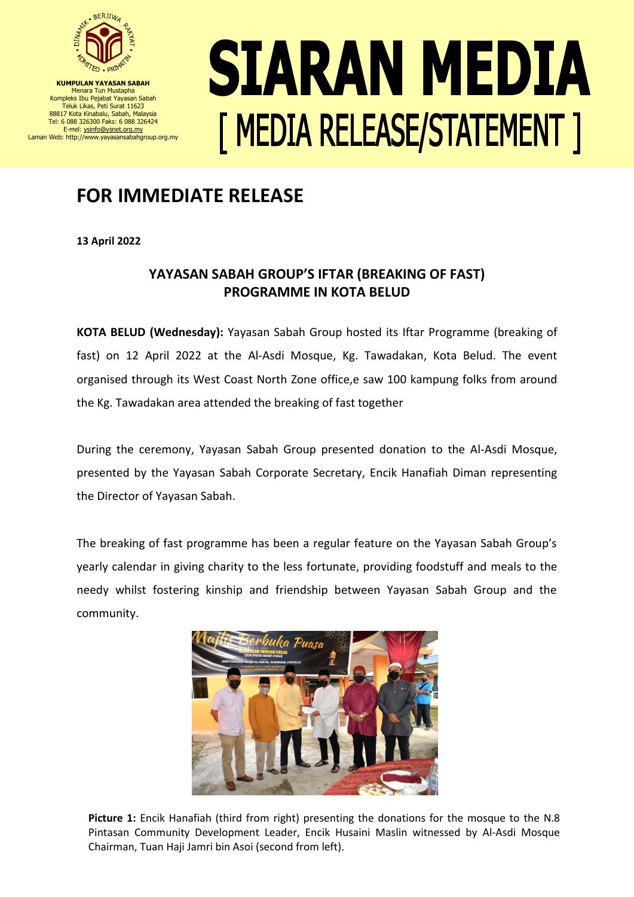KUMPULAN YAYASAN SABAH
Menara Tun Mustapha
Kompleks Ibu Pejabat Yayasan Sabah
Teluk Likas, Peti Surat 11623
88817 Kota Kinabalu, Sabah, Malaysia
Tel: 6 088 326300 Faks: 6 088 326424
E-mel: ysinfo@ysnet.org.my
Laman Web: http://www.yayasansabahgroup.org.my

# SIARAN MEDIA
## [ MEDIA RELEASE/STATEMENT ]

# FOR IMMEDIATE RELEASE

**13 April 2022**

### YAYASAN SABAH GROUP'S IFTAR (BREAKING OF FAST) PROGRAMME IN KOTA BELUD

**KOTA BELUD (Wednesday):** Yayasan Sabah Group hosted its Iftar Programme (breaking of fast) on 12 April 2022 at the Al-Asdi Mosque, Kg. Tawadakan, Kota Belud. The event organised through its West Coast North Zone office,e saw 100 kampung folks from around the Kg. Tawadakan area attended the breaking of fast together

During the ceremony, Yayasan Sabah Group presented donation to the Al-Asdi Mosque, presented by the Yayasan Sabah Corporate Secretary, Encik Hanafiah Diman representing the Director of Yayasan Sabah.

The breaking of fast programme has been a regular feature on the Yayasan Sabah Group's yearly calendar in giving charity to the less fortunate, providing foodstuff and meals to the needy whilst fostering kinship and friendship between Yayasan Sabah Group and the community.

**Picture 1:** Encik Hanafiah (third from right) presenting the donations for the mosque to the N.8 Pintasan Community Development Leader, Encik Husaini Maslin witnessed by Al-Asdi Mosque Chairman, Tuan Haji Jamri bin Asoi (second from left).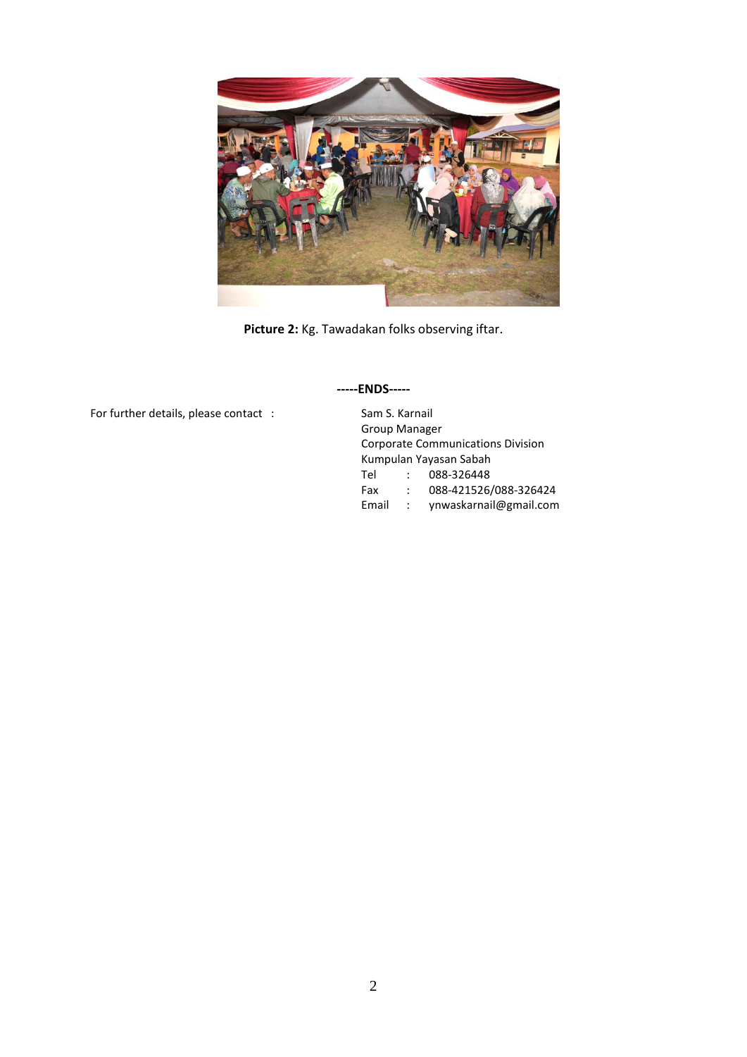**Picture 2:** Kg. Tawadakan folks observing iftar.

**-----ENDS-----**

For further details, please contact :

Sam S. Karnail
Group Manager
Corporate Communications Division
Kumpulan Yayasan Sabah
Tel : 088-326448
Fax : 088-421526/088-326424
Email : ynwaskarnail@gmail.com